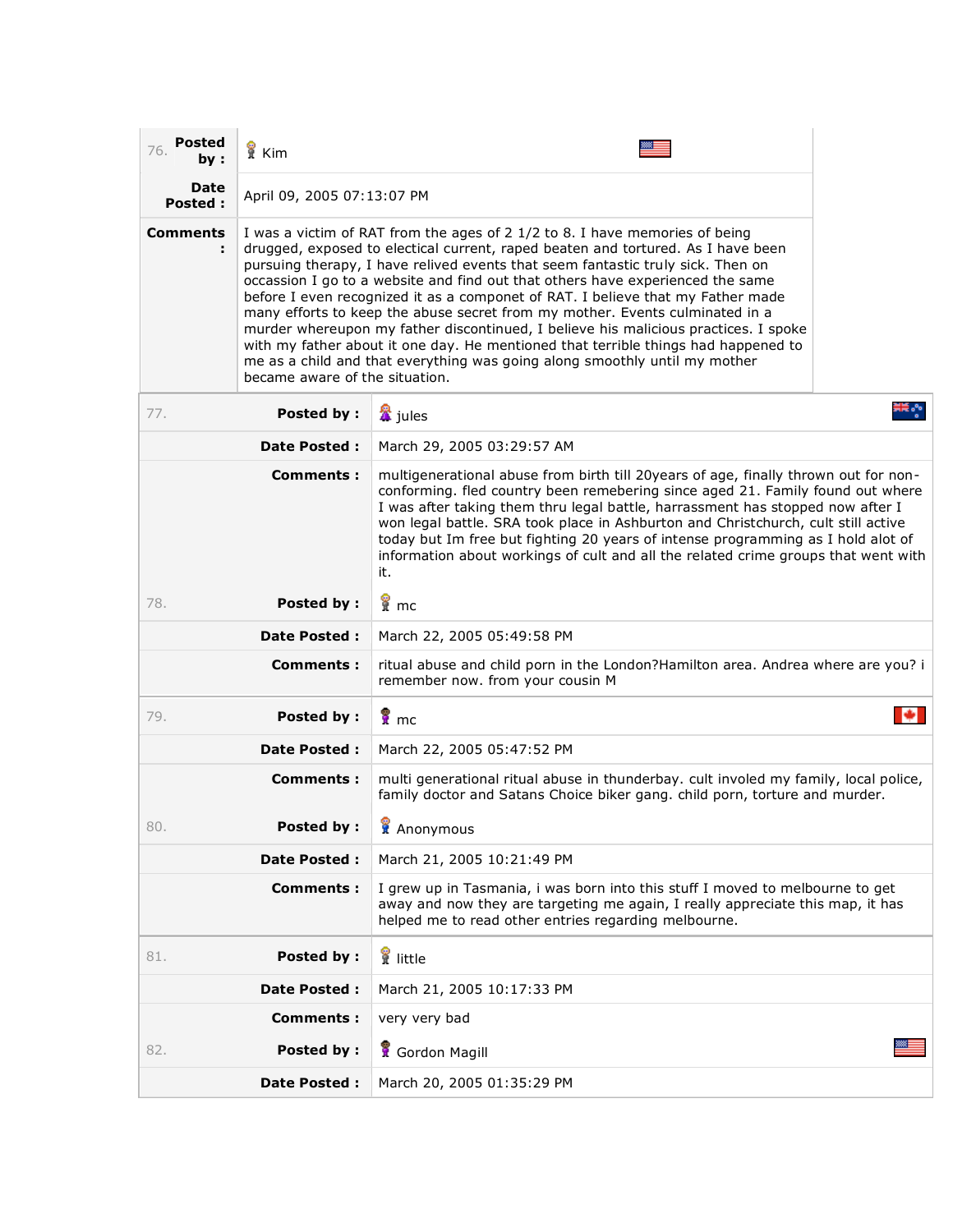| | Posted by : | Kim |
|---|---|---|
| | Date Posted : | April 09, 2005 07:13:07 PM |
| | Comments : | I was a victim of RAT from the ages of 2 1/2 to 8. I have memories of being drugged, exposed to electical current, raped beaten and tortured. As I have been pursuing therapy, I have relived events that seem fantastic truly sick. Then on occassion I go to a website and find out that others have experienced the same before I even recognized it as a componet of RAT. I believe that my Father made many efforts to keep the abuse secret from my mother. Events culminated in a murder whereupon my father discontinued, I believe his malicious practices. I spoke with my father about it one day. He mentioned that terrible things had happened to me as a child and that everything was going along smoothly until my mother became aware of the situation. |

| | | |
|---|---|---|
| 77. | Posted by : | jules |
| | Date Posted : | March 29, 2005 03:29:57 AM |
| | Comments : | multigenerational abuse from birth till 20years of age, finally thrown out for non-conforming. fled country been remebering since aged 21. Family found out where I was after taking them thru legal battle, harrassment has stopped now after I won legal battle. SRA took place in Ashburton and Christchurch, cult still active today but Im free but fighting 20 years of intense programming as I hold alot of information about workings of cult and all the related crime groups that went with it. |
| 78. | Posted by : | mc |
| | Date Posted : | March 22, 2005 05:49:58 PM |
| | Comments : | ritual abuse and child porn in the London?Hamilton area. Andrea where are you? i remember now. from your cousin M |
| 79. | Posted by : | mc |
| | Date Posted : | March 22, 2005 05:47:52 PM |
| | Comments : | multi generational ritual abuse in thunderbay. cult involed my family, local police, family doctor and Satans Choice biker gang. child porn, torture and murder. |
| 80. | Posted by : | Anonymous |
| | Date Posted : | March 21, 2005 10:21:49 PM |
| | Comments : | I grew up in Tasmania, i was born into this stuff I moved to melbourne to get away and now they are targeting me again, I really appreciate this map, it has helped me to read other entries regarding melbourne. |
| 81. | Posted by : | little |
| | Date Posted : | March 21, 2005 10:17:33 PM |
| | Comments : | very very bad |
| 82. | Posted by : | Gordon Magill |
| | Date Posted : | March 20, 2005 01:35:29 PM |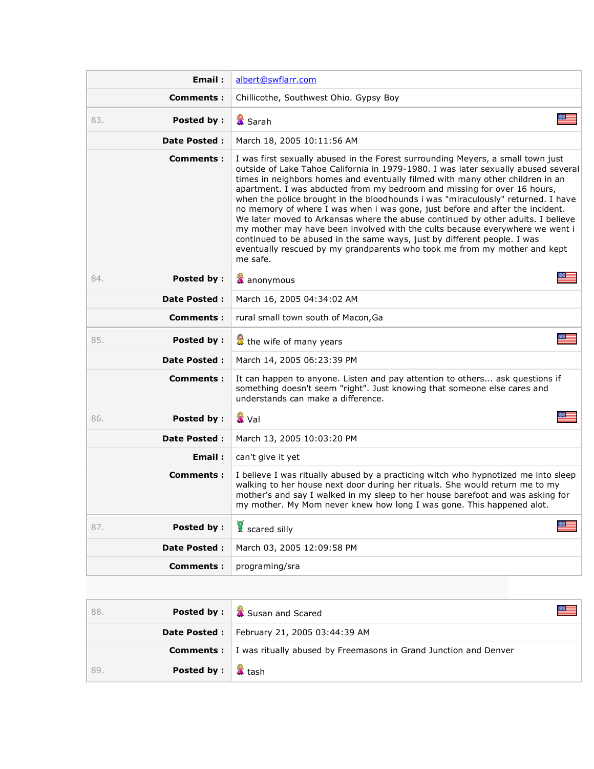| | | |
|---|---|---|
| | **Email :** | albert@swflarr.com |
| | **Comments :** | Chillicothe, Southwest Ohio. Gypsy Boy |
| 83. | **Posted by :** | Sarah |
| | **Date Posted :** | March 18, 2005 10:11:56 AM |
| | **Comments :** | I was first sexually abused in the Forest surrounding Meyers, a small town just outside of Lake Tahoe California in 1979-1980. I was later sexually abused several times in neighbors homes and eventually filmed with many other children in an apartment. I was abducted from my bedroom and missing for over 16 hours, when the police brought in the bloodhounds i was "miraculously" returned. I have no memory of where I was when i was gone, just before and after the incident. We later moved to Arkansas where the abuse continued by other adults. I believe my mother may have been involved with the cults because everywhere we went i continued to be abused in the same ways, just by different people. I was eventually rescued by my grandparents who took me from my mother and kept me safe. |
| 84. | **Posted by :** | anonymous |
| | **Date Posted :** | March 16, 2005 04:34:02 AM |
| | **Comments :** | rural small town south of Macon,Ga |
| 85. | **Posted by :** | the wife of many years |
| | **Date Posted :** | March 14, 2005 06:23:39 PM |
| | **Comments :** | It can happen to anyone. Listen and pay attention to others... ask questions if something doesn't seem "right". Just knowing that someone else cares and understands can make a difference. |
| 86. | **Posted by :** | Val |
| | **Date Posted :** | March 13, 2005 10:03:20 PM |
| | **Email :** | can't give it yet |
| | **Comments :** | I believe I was ritually abused by a practicing witch who hypnotized me into sleep walking to her house next door during her rituals. She would return me to my mother's and say I walked in my sleep to her house barefoot and was asking for my mother. My Mom never knew how long I was gone. This happened alot. |
| 87. | **Posted by :** | scared silly |
| | **Date Posted :** | March 03, 2005 12:09:58 PM |
| | **Comments :** | programing/sra |
| 88. | **Posted by :** | Susan and Scared |
| | **Date Posted :** | February 21, 2005 03:44:39 AM |
| | **Comments :** | I was ritually abused by Freemasons in Grand Junction and Denver |
| 89. | **Posted by :** | tash |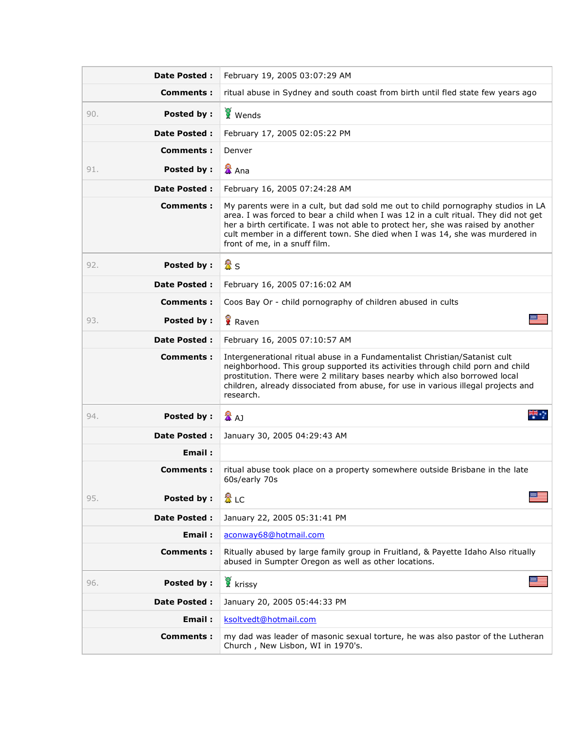| | | |
|---|---|---|
| | **Date Posted :** | February 19, 2005 03:07:29 AM |
| | **Comments :** | ritual abuse in Sydney and south coast from birth until fled state few years ago |
| 90. | **Posted by :** | Wends |
| | **Date Posted :** | February 17, 2005 02:05:22 PM |
| | **Comments :** | Denver |
| 91. | **Posted by :** | Ana |
| | **Date Posted :** | February 16, 2005 07:24:28 AM |
| | **Comments :** | My parents were in a cult, but dad sold me out to child pornography studios in LA area. I was forced to bear a child when I was 12 in a cult ritual. They did not get her a birth certificate. I was not able to protect her, she was raised by another cult member in a different town. She died when I was 14, she was murdered in front of me, in a snuff film. |
| 92. | **Posted by :** | S |
| | **Date Posted :** | February 16, 2005 07:16:02 AM |
| | **Comments :** | Coos Bay Or - child pornography of children abused in cults |
| 93. | **Posted by :** | Raven |
| | **Date Posted :** | February 16, 2005 07:10:57 AM |
| | **Comments :** | Intergenerational ritual abuse in a Fundamentalist Christian/Satanist cult neighborhood. This group supported its activities through child porn and child prostitution. There were 2 military bases nearby which also borrowed local children, already dissociated from abuse, for use in various illegal projects and research. |
| 94. | **Posted by :** | AJ |
| | **Date Posted :** | January 30, 2005 04:29:43 AM |
| | **Email :** | |
| | **Comments :** | ritual abuse took place on a property somewhere outside Brisbane in the late 60s/early 70s |
| 95. | **Posted by :** | LC |
| | **Date Posted :** | January 22, 2005 05:31:41 PM |
| | **Email :** | aconway68@hotmail.com |
| | **Comments :** | Ritually abused by large family group in Fruitland, & Payette Idaho Also ritually abused in Sumpter Oregon as well as other locations. |
| 96. | **Posted by :** | krissy |
| | **Date Posted :** | January 20, 2005 05:44:33 PM |
| | **Email :** | ksoltvedt@hotmail.com |
| | **Comments :** | my dad was leader of masonic sexual torture, he was also pastor of the Lutheran Church , New Lisbon, WI in 1970's. |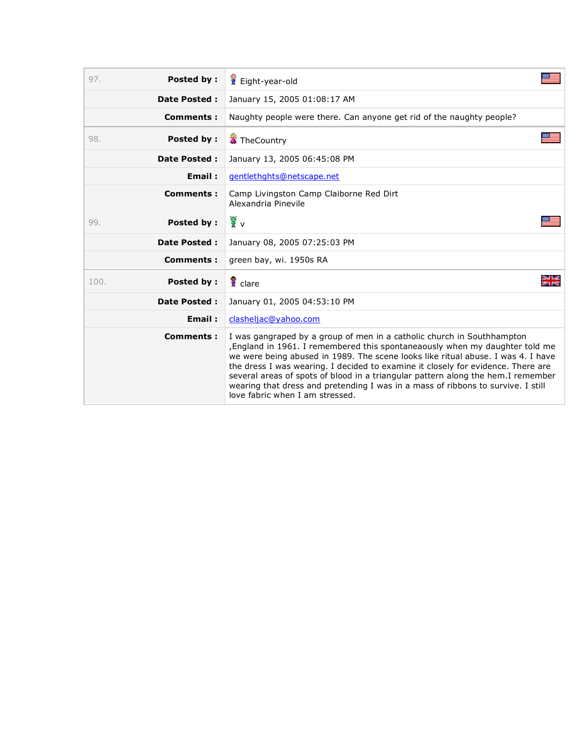| | | |
|---|---|---|
| 97. | **Posted by :** | Eight-year-old |
| | **Date Posted :** | January 15, 2005 01:08:17 AM |
| | **Comments :** | Naughty people were there. Can anyone get rid of the naughty people? |
| 98. | **Posted by :** | TheCountry |
| | **Date Posted :** | January 13, 2005 06:45:08 PM |
| | **Email :** | gentlethghts@netscape.net |
| | **Comments :** | Camp Livingston Camp Claiborne Red Dirt<br>Alexandria Pinevile |
| 99. | **Posted by :** | v |
| | **Date Posted :** | January 08, 2005 07:25:03 PM |
| | **Comments :** | green bay, wi. 1950s RA |
| 100. | **Posted by :** | clare |
| | **Date Posted :** | January 01, 2005 04:53:10 PM |
| | **Email :** | clasheljac@yahoo.com |
| | **Comments :** | I was gangraped by a group of men in a catholic church in Southhampton ,England in 1961. I remembered this spontaneaously when my daughter told me we were being abused in 1989. The scene looks like ritual abuse. I was 4. I have the dress I was wearing. I decided to examine it closely for evidence. There are several areas of spots of blood in a triangular pattern along the hem.I remember wearing that dress and pretending I was in a mass of ribbons to survive. I still love fabric when I am stressed. |